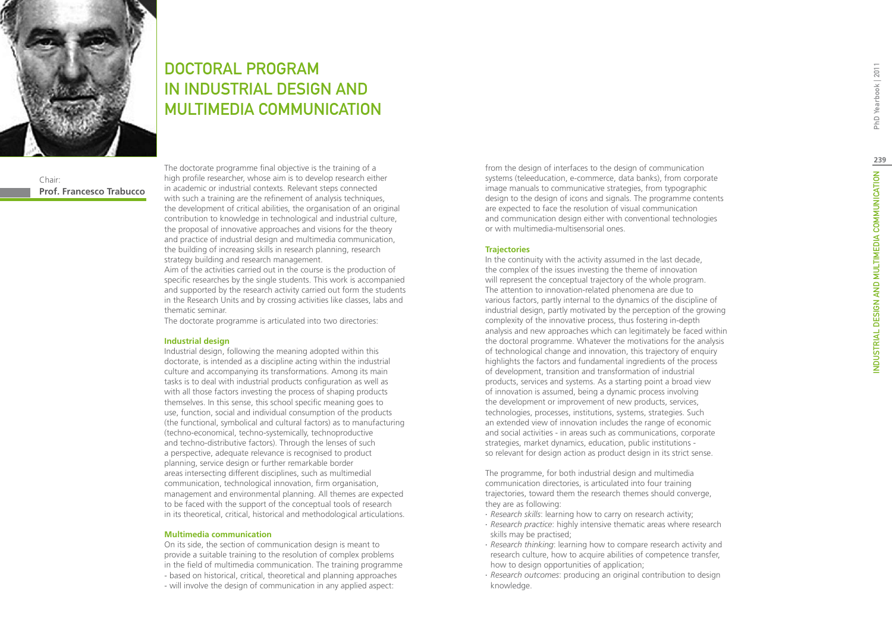# DOCTORAL PROGRAM IN INDUSTRIAL DESIGN AND MULTIMEDIA COMMUNICATION

Chair:
**Prof. Francesco Trabucco**

The doctorate programme final objective is the training of a high profile researcher, whose aim is to develop research either in academic or industrial contexts. Relevant steps connected with such a training are the refinement of analysis techniques, the development of critical abilities, the organisation of an original contribution to knowledge in technological and industrial culture, the proposal of innovative approaches and visions for the theory and practice of industrial design and multimedia communication, the building of increasing skills in research planning, research strategy building and research management.

Aim of the activities carried out in the course is the production of specific researches by the single students. This work is accompanied and supported by the research activity carried out form the students in the Research Units and by crossing activities like classes, labs and thematic seminar.

The doctorate programme is articulated into two directories:

### Industrial design

Industrial design, following the meaning adopted within this doctorate, is intended as a discipline acting within the industrial culture and accompanying its transformations. Among its main tasks is to deal with industrial products configuration as well as with all those factors investing the process of shaping products themselves. In this sense, this school specific meaning goes to use, function, social and individual consumption of the products (the functional, symbolical and cultural factors) as to manufacturing (techno-economical, techno-systemically, technoproductive and techno-distributive factors). Through the lenses of such a perspective, adequate relevance is recognised to product planning, service design or further remarkable border areas intersecting different disciplines, such as multimedial communication, technological innovation, firm organisation, management and environmental planning. All themes are expected to be faced with the support of the conceptual tools of research in its theoretical, critical, historical and methodological articulations.

### Multimedia communication

On its side, the section of communication design is meant to provide a suitable training to the resolution of complex problems in the field of multimedia communication. The training programme - based on historical, critical, theoretical and planning approaches - will involve the design of communication in any applied aspect: from the design of interfaces to the design of communication systems (teleeducation, e-commerce, data banks), from corporate image manuals to communicative strategies, from typographic design to the design of icons and signals. The programme contents are expected to face the resolution of visual communication and communication design either with conventional technologies or with multimedia-multisensorial ones.

### Trajectories

In the continuity with the activity assumed in the last decade, the complex of the issues investing the theme of innovation will represent the conceptual trajectory of the whole program. The attention to innovation-related phenomena are due to various factors, partly internal to the dynamics of the discipline of industrial design, partly motivated by the perception of the growing complexity of the innovative process, thus fostering in-depth analysis and new approaches which can legitimately be faced within the doctoral programme. Whatever the motivations for the analysis of technological change and innovation, this trajectory of enquiry highlights the factors and fundamental ingredients of the process of development, transition and transformation of industrial products, services and systems. As a starting point a broad view of innovation is assumed, being a dynamic process involving the development or improvement of new products, services, technologies, processes, institutions, systems, strategies. Such an extended view of innovation includes the range of economic and social activities - in areas such as communications, corporate strategies, market dynamics, education, public institutions - so relevant for design action as product design in its strict sense.

The programme, for both industrial design and multimedia communication directories, is articulated into four training trajectories, toward them the research themes should converge, they are as following:

- *Research skills*: learning how to carry on research activity;
- *Research practice*: highly intensive thematic areas where research skills may be practised;
- *Research thinking*: learning how to compare research activity and research culture, how to acquire abilities of competence transfer, how to design opportunities of application;
- *Research outcomes*: producing an original contribution to design knowledge.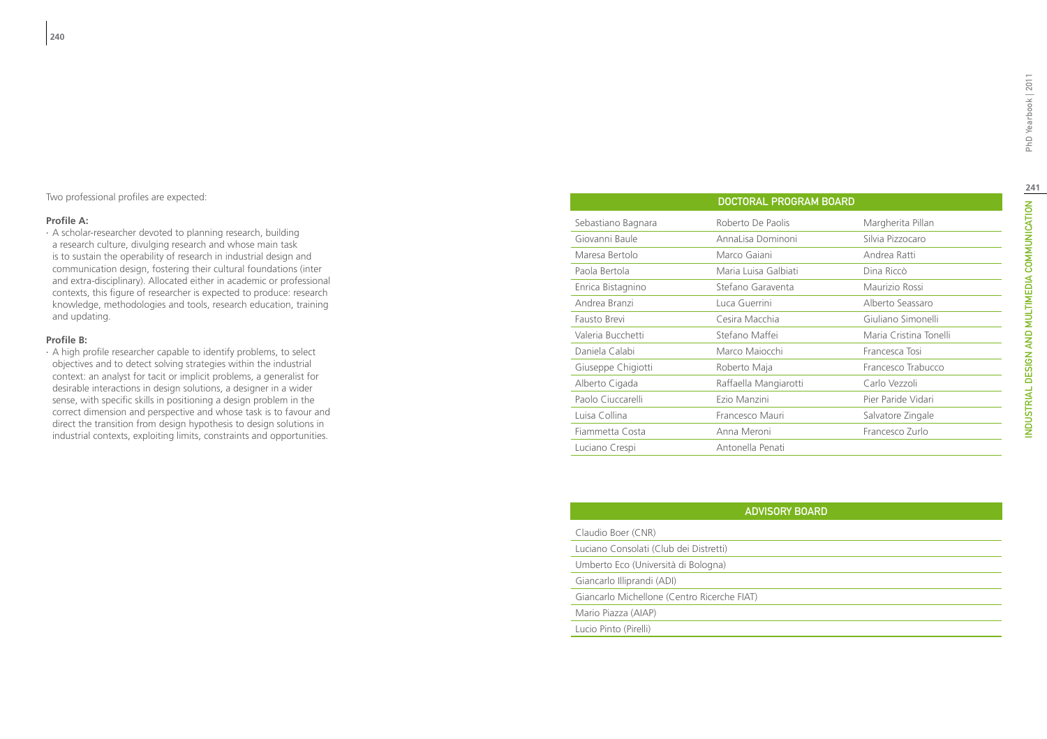Two professional profiles are expected:

**Profile A:**

· A scholar-researcher devoted to planning research, building a research culture, divulging research and whose main task is to sustain the operability of research in industrial design and communication design, fostering their cultural foundations (inter and extra-disciplinary). Allocated either in academic or professional contexts, this figure of researcher is expected to produce: research knowledge, methodologies and tools, research education, training and updating.

**Profile B:**

· A high profile researcher capable to identify problems, to select objectives and to detect solving strategies within the industrial context: an analyst for tacit or implicit problems, a generalist for desirable interactions in design solutions, a designer in a wider sense, with specific skills in positioning a design problem in the correct dimension and perspective and whose task is to favour and direct the transition from design hypothesis to design solutions in industrial contexts, exploiting limits, constraints and opportunities.

| DOCTORAL PROGRAM BOARD | | |
|---|---|---|
| Sebastiano Bagnara | Roberto De Paolis | Margherita Pillan |
| Giovanni Baule | AnnaLisa Dominoni | Silvia Pizzocaro |
| Maresa Bertolo | Marco Gaiani | Andrea Ratti |
| Paola Bertola | Maria Luisa Galbiati | Dina Riccò |
| Enrica Bistagnino | Stefano Garaventa | Maurizio Rossi |
| Andrea Branzi | Luca Guerrini | Alberto Seassaro |
| Fausto Brevi | Cesira Macchia | Giuliano Simonelli |
| Valeria Bucchetti | Stefano Maffei | Maria Cristina Tonelli |
| Daniela Calabi | Marco Maiocchi | Francesca Tosi |
| Giuseppe Chigiotti | Roberto Maja | Francesco Trabucco |
| Alberto Cigada | Raffaella Mangiarotti | Carlo Vezzoli |
| Paolo Ciuccarelli | Ezio Manzini | Pier Paride Vidari |
| Luisa Collina | Francesco Mauri | Salvatore Zingale |
| Fiammetta Costa | Anna Meroni | Francesco Zurlo |
| Luciano Crespi | Antonella Penati | |

| ADVISORY BOARD |
|---|
| Claudio Boer (CNR) |
| Luciano Consolati (Club dei Distretti) |
| Umberto Eco (Università di Bologna) |
| Giancarlo Illiprandi (ADI) |
| Giancarlo Michellone (Centro Ricerche FIAT) |
| Mario Piazza (AIAP) |
| Lucio Pinto (Pirelli) |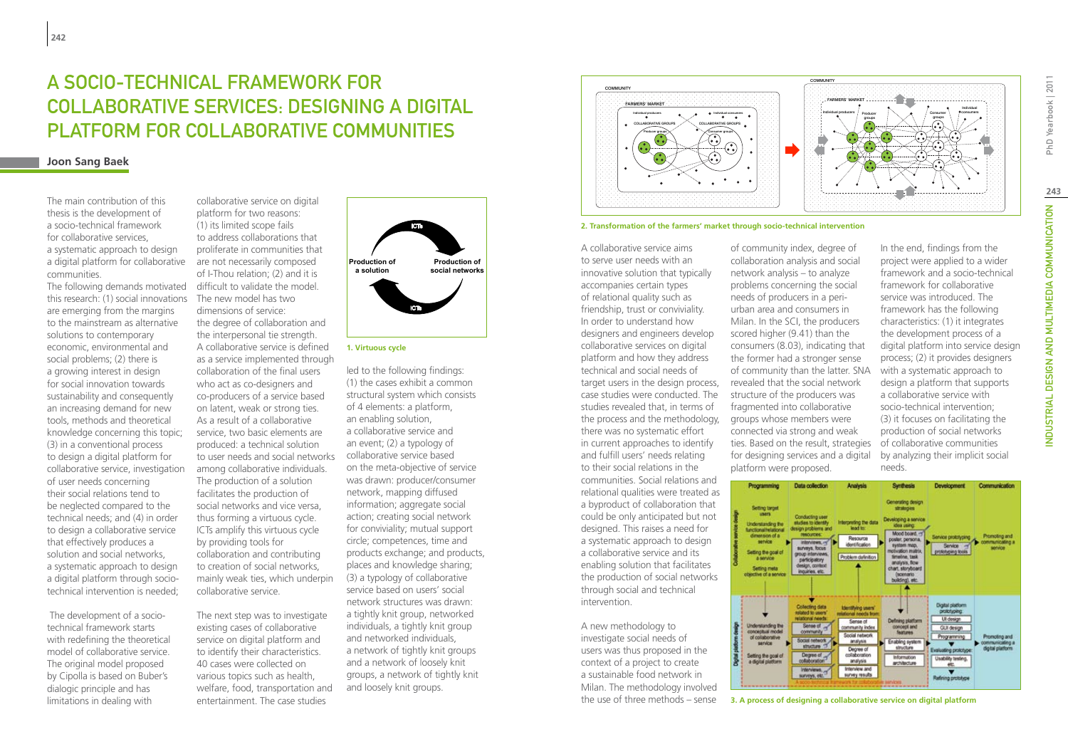# A SOCIO-TECHNICAL FRAMEWORK FOR COLLABORATIVE SERVICES: DESIGNING A DIGITAL PLATFORM FOR COLLABORATIVE COMMUNITIES

**Joon Sang Baek**

The main contribution of this thesis is the development of a socio-technical framework for collaborative services, a systematic approach to design a digital platform for collaborative communities.

The following demands motivated this research: (1) social innovations are emerging from the margins to the mainstream as alternative solutions to contemporary economic, environmental and social problems; (2) there is a growing interest in design for social innovation towards sustainability and consequently an increasing demand for new tools, methods and theoretical knowledge concerning this topic; (3) in a conventional process to design a digital platform for collaborative service, investigation of user needs concerning their social relations tend to be neglected compared to the technical needs; and (4) in order to design a collaborative service that effectively produces a solution and social networks, a systematic approach to design a digital platform through socio-technical intervention is needed;

The development of a socio-technical framework starts with redefining the theoretical model of collaborative service. The original model proposed by Cipolla is based on Buber's dialogic principle and has limitations in dealing with collaborative service on digital platform for two reasons: (1) its limited scope fails to address collaborations that proliferate in communities that are not necessarily composed of I-Thou relation; (2) and it is difficult to validate the model. The new model has two dimensions of service: the degree of collaboration and the interpersonal tie strength. A collaborative service is defined as a service implemented through collaboration of the final users who act as co-designers and co-producers of a service based on latent, weak or strong ties. As a result of a collaborative service, two basic elements are produced: a technical solution to user needs and social networks among collaborative individuals. The production of a solution facilitates the production of social networks and vice versa, thus forming a virtuous cycle. ICTs amplify this virtuous cycle by providing tools for collaboration and contributing to creation of social networks, mainly weak ties, which underpin collaborative service.

1. Virtuous cycle

The next step was to investigate existing cases of collaborative service on digital platform and to identify their characteristics. 40 cases were collected on various topics such as health, welfare, food, transportation and entertainment. The case studies led to the following findings: (1) the cases exhibit a common structural system which consists of 4 elements: a platform, an enabling solution, a collaborative service and an event; (2) a typology of collaborative service based on the meta-objective of service was drawn: producer/consumer network, mapping diffused information; aggregate social action; creating social network for conviviality; mutual support circle; competences, time and products exchange; and products, places and knowledge sharing; (3) a typology of collaborative service based on users' social network structures was drawn: a tightly knit group, networked individuals, a tightly knit group and networked individuals, a network of tightly knit groups and a network of loosely knit groups, a network of tightly knit and loosely knit groups.

2. Transformation of the farmers' market through socio-technical intervention

A collaborative service aims to serve user needs with an innovative solution that typically accompanies certain types of relational quality such as friendship, trust or conviviality. In order to understand how designers and engineers develop collaborative services on digital platform and how they address technical and social needs of target users in the design process, case studies were conducted. The studies revealed that, in terms of the process and the methodology, there was no systematic effort in current approaches to identify and fulfill users' needs relating to their social relations in the communities. Social relations and relational qualities were treated as a byproduct of collaboration that could be only anticipated but not designed. This raises a need for a systematic approach to design a collaborative service and its enabling solution that facilitates the production of social networks through social and technical intervention.

A new methodology to investigate social needs of users was thus proposed in the context of a project to create a sustainable food network in Milan. The methodology involved the use of three methods – sense of community index, degree of collaboration analysis and social network analysis – to analyze problems concerning the social needs of producers in a peri-urban area and consumers in Milan. In the SCI, the producers scored higher (9.41) than the consumers (8.03), indicating that the former had a stronger sense of community than the latter. SNA revealed that the social network structure of the producers was fragmented into collaborative groups whose members were connected via strong and weak ties. Based on the result, strategies for designing services and a digital platform were proposed.

In the end, findings from the project were applied to a wider framework and a socio-technical framework for collaborative service was introduced. The framework has the following characteristics: (1) it integrates the development process of a digital platform into service design process; (2) it provides designers with a systematic approach to design a platform that supports a collaborative service with socio-technical intervention; (3) it focuses on facilitating the production of social networks of collaborative communities by analyzing their implicit social needs.

3. A process of designing a collaborative service on digital platform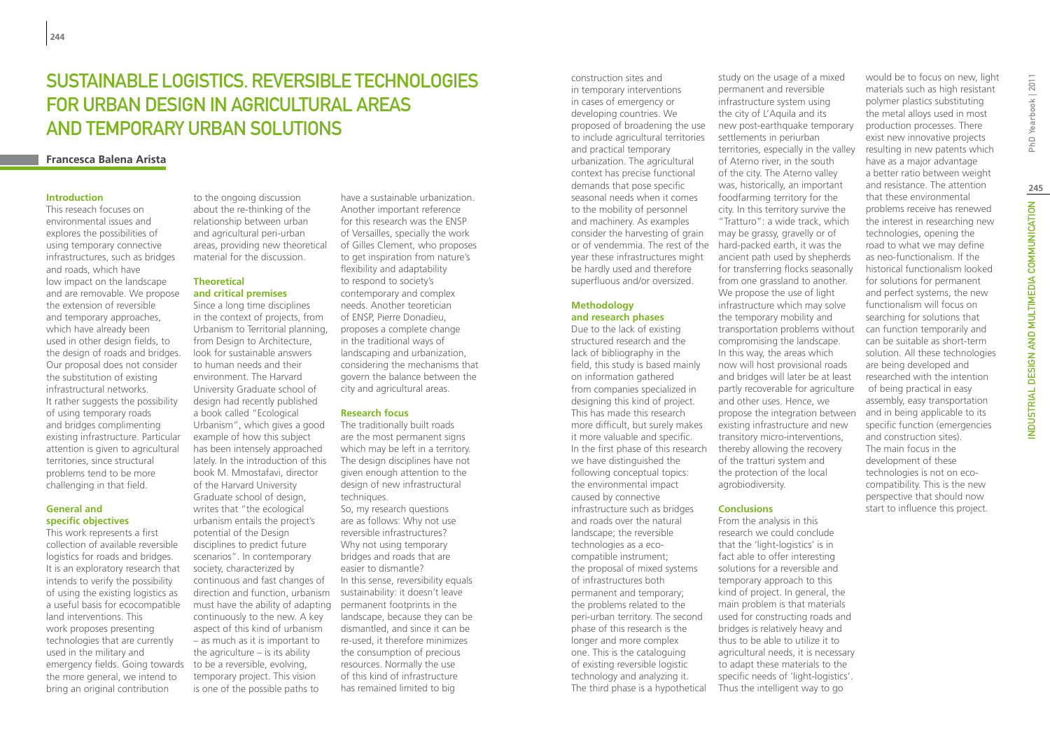# SUSTAINABLE LOGISTICS. REVERSIBLE TECHNOLOGIES FOR URBAN DESIGN IN AGRICULTURAL AREAS AND TEMPORARY URBAN SOLUTIONS

**Francesca Balena Arista**

## Introduction

This reseach focuses on environmental issues and explores the possibilities of using temporary connective infrastructures, such as bridges and roads, which have low impact on the landscape and are removable. We propose the extension of reversible and temporary approaches, which have already been used in other design fields, to the design of roads and bridges. Our proposal does not consider the substitution of existing infrastructural networks. It rather suggests the possibility of using temporary roads and bridges complimenting existing infrastructure. Particular attention is given to agricultural territories, since structural problems tend to be more challenging in that field.

## General and specific objectives

This work represents a first collection of available reversible logistics for roads and bridges. It is an exploratory research that intends to verify the possibility of using the existing logistics as a useful basis for ecocompatible land interventions. This work proposes presenting technologies that are currently used in the military and emergency fields. Going towards the more general, we intend to bring an original contribution to the ongoing discussion about the re-thinking of the relationship between urban and agricultural peri-urban areas, providing new theoretical material for the discussion.

## Theoretical and critical premises

Since a long time disciplines in the context of projects, from Urbanism to Territorial planning, from Design to Architecture, look for sustainable answers to human needs and their environment. The Harvard University Graduate school of design had recently published a book called "Ecological Urbanism", which gives a good example of how this subject has been intensely approached lately. In the introduction of this book M. Mmostafavi, director of the Harvard University Graduate school of design, writes that "the ecological urbanism entails the project's potential of the Design disciplines to predict future scenarios". In contemporary society, characterized by continuous and fast changes of direction and function, urbanism must have the ability of adapting continuously to the new. A key aspect of this kind of urbanism – as much as it is important to the agriculture – is its ability to be a reversible, evolving, temporary project. This vision is one of the possible paths to have a sustainable urbanization. Another important reference for this research was the ENSP of Versailles, specially the work of Gilles Clement, who proposes to get inspiration from nature's flexibility and adaptability to respond to society's contemporary and complex needs. Another teoretician of ENSP, Pierre Donadieu, proposes a complete change in the traditional ways of landscaping and urbanization, considering the mechanisms that govern the balance between the city and agricultural areas.

## Research focus

The traditionally built roads are the most permanent signs which may be left in a territory. The design disciplines have not given enough attention to the design of new infrastructural techniques.

So, my research questions are as follows: Why not use reversible infrastructures? Why not using temporary bridges and roads that are easier to dismantle?

In this sense, reversibility equals sustainability: it doesn't leave permanent footprints in the landscape, because they can be dismantled, and since it can be re-used, it therefore minimizes the consumption of precious resources. Normally the use of this kind of infrastructure has remained limited to big construction sites and in temporary interventions in cases of emergency or developing countries. We proposed of broadening the use to include agricultural territories and practical temporary urbanization. The agricultural context has precise functional demands that pose specific seasonal needs when it comes to the mobility of personnel and machinery. As examples consider the harvesting of grain or of vendemmia. The rest of the year these infrastructures might be hardly used and therefore superfluous and/or oversized.

## Methodology and research phases

Due to the lack of existing structured research and the lack of bibliography in the field, this study is based mainly on information gathered from companies specialized in designing this kind of project. This has made this research more difficult, but surely makes it more valuable and specific. In the first phase of this research we have distinguished the following conceptual topics: the environmental impact caused by connective infrastructure such as bridges and roads over the natural landscape; the reversible technologies as a eco-compatible instrument; the proposal of mixed systems of infrastructures both permanent and temporary; the problems related to the peri-urban territory. The second phase of this research is the longer and more complex one. This is the cataloguing of existing reversible logistic technology and analyzing it. The third phase is a hypothetical study on the usage of a mixed permanent and reversible infrastructure system using the city of L'Aquila and its new post-earthquake temporary settlements in periurban territories, especially in the valley of Aterno river, in the south of the city. The Aterno valley was, historically, an important foodfarming territory for the city. In this territory survive the "Tratturo": a wide track, which may be grassy, gravelly or of hard-packed earth, it was the ancient path used by shepherds for transferring flocks seasonally from one grassland to another. We propose the use of light infrastructure which may solve the temporary mobility and transportation problems without compromising the landscape. In this way, the areas which now will host provisional roads and bridges will later be at least partly recoverable for agriculture and other uses. Hence, we propose the integration between existing infrastructure and new transitory micro-interventions, thereby allowing the recovery of the tratturi system and the protection of the local agrobiodiversity.

## Conclusions

From the analysis in this research we could conclude that the 'light-logistics' is in fact able to offer interesting solutions for a reversible and temporary approach to this kind of project. In general, the main problem is that materials used for constructing roads and bridges is relatively heavy and thus to be able to utilize it to agricultural needs, it is necessary to adapt these materials to the specific needs of 'light-logistics'. Thus the intelligent way to go would be to focus on new, light materials such as high resistant polymer plastics substituting the metal alloys used in most production processes. There exist new innovative projects resulting in new patents which have as a major advantage a better ratio between weight and resistance. The attention that these environmental problems receive has renewed the interest in researching new technologies, opening the road to what we may define as neo-functionalism. If the historical functionalism looked for solutions for permanent and perfect systems, the new functionalism will focus on searching for solutions that can function temporarily and can be suitable as short-term solution. All these technologies are being developed and researched with the intention of being practical in easy assembly, easy transportation and in being applicable to its specific function (emergencies and construction sites). The main focus in the development of these technologies is not on eco-compatibility. This is the new perspective that should now start to influence this project.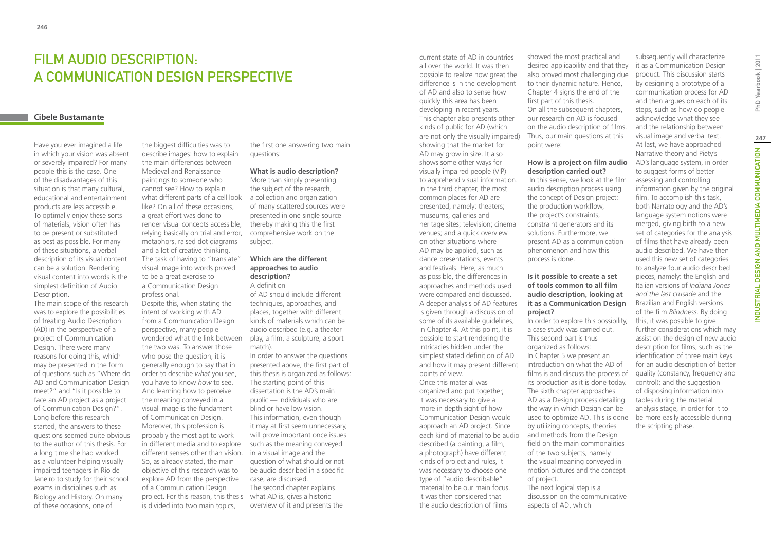# Film Audio Description: A Communication Design Perspective

**Cibele Bustamante**

Have you ever imagined a life in which your vision was absent or severely impaired? For many people this is the case. One of the disadvantages of this situation is that many cultural, educational and entertainment products are less accessible. To optimally enjoy these sorts of materials, vision often has to be present or substituted as best as possible. For many of these situations, a verbal description of its visual content can be a solution. Rendering visual content into words is the simplest definition of Audio Description.

The main scope of this research was to explore the possibilities of treating Audio Description (AD) in the perspective of a project of Communication Design. There were many reasons for doing this, which may be presented in the form of questions such as "Where do AD and Communication Design meet?" and "Is it possible to face an AD project as a project of Communication Design?". Long before this research started, the answers to these questions seemed quite obvious to the author of this thesis. For a long time she had worked as a volunteer helping visually impaired teenagers in Rio de Janeiro to study for their school exams in disciplines such as Biology and History. On many of these occasions, one of the biggest difficulties was to describe images: how to explain the main differences between Medieval and Renaissance paintings to someone who cannot see? How to explain what different parts of a cell look like? On all of these occasions, a great effort was done to render visual concepts accessible, relying basically on trial and error, metaphors, raised dot diagrams and a lot of creative thinking. The task of having to "translate" visual image into words proved to be a great exercise to a Communication Design professional.

Despite this, when stating the intent of working with AD from a Communication Design perspective, many people wondered what the link between the two was. To answer those who pose the question, it is generally enough to say that in order to describe *what* you see, you have to know *how* to see. And learning how to perceive the meaning conveyed in a visual image is the fundament of Communication Design. Moreover, this profession is probably the most apt to work in different media and to explore different senses other than vision. So, as already stated, the main objective of this research was to explore AD from the perspective of a Communication Design project. For this reason, this thesis is divided into two main topics, the first one answering two main questions:

### What is audio description?

More than simply presenting the subject of the research, a collection and organization of many scattered sources were presented in one single source thereby making this the first comprehensive work on the subject.

### Which are the different approaches to audio description?

A definition of AD should include different techniques, approaches, and places, together with different kinds of materials which can be audio described (e.g. a theater play, a film, a sculpture, a sport match).

In order to answer the questions presented above, the first part of this thesis is organized as follows: The starting point of this dissertation is the AD's main public — individuals who are blind or have low vision. This information, even though it may at first seem unnecessary, will prove important once issues such as the meaning conveyed in a visual image and the question of what should or not be audio described in a specific case, are discussed.

The second chapter explains what AD is, gives a historic overview of it and presents the current state of AD in countries all over the world. It was then possible to realize how great the difference is in the development of AD and also to sense how quickly this area has been developing in recent years. This chapter also presents other kinds of public for AD (which are not only the visually impaired) showing that the market for AD may grow in size. It also shows some other ways for visually impaired people (VIP) to apprehend visual information.

In the third chapter, the most common places for AD are presented, namely: theaters; museums, galleries and heritage sites; television; cinema venues; and a quick overview on other situations where AD may be applied, such as dance presentations, events and festivals. Here, as much as possible, the differences in approaches and methods used were compared and discussed. A deeper analysis of AD features is given through a discussion of some of its available guidelines, in Chapter 4. At this point, it is possible to start rendering the intricacies hidden under the simplest stated definition of AD and how it may present different points of view.

Once this material was organized and put together, it was necessary to give a more in depth sight of how Communication Design would approach an AD project. Since each kind of material to be audio described (a painting, a film, a photograph) have different kinds of project and rules, it was necessary to choose one type of "audio describable" material to be our main focus. It was then considered that the audio description of films showed the most practical and desired applicability and that they also proved most challenging due to their dynamic nature. Hence, Chapter 4 signs the end of the first part of this thesis.

On all the subsequent chapters, our research on AD is focused on the audio description of films. Thus, our main questions at this point were:

### How is a project on film audio description carried out?

In this sense, we look at the film audio description process using the concept of Design project: the production workflow, the project's constraints, constraint generators and its solutions. Furthermore, we present AD as a communication phenomenon and how this process is done.

### Is it possible to create a set of tools common to all film audio description, looking at it as a Communication Design project?

In order to explore this possibility, a case study was carried out. This second part is thus organized as follows:

In Chapter 5 we present an introduction on what the AD of films is and discuss the process of its production as it is done today. The sixth chapter approaches AD as a Design process detailing the way in which Design can be used to optimize AD. This is done by utilizing concepts, theories and methods from the Design field on the main commonalities of the two subjects, namely the visual meaning conveyed in motion pictures and the concept of project.

The next logical step is a discussion on the communicative aspects of AD, which subsequently will characterize it as a Communication Design product. This discussion starts by designing a prototype of a communication process for AD and then argues on each of its steps, such as how do people acknowledge what they see and the relationship between visual image and verbal text.

At last, we have approached Narrative theory and Piety's AD's language system, in order to suggest forms of better assessing and controlling information given by the original film. To accomplish this task, both Narratology and the AD's language system notions were merged, giving birth to a new set of categories for the analysis of films that have already been audio described. We have then used this new set of categories to analyze four audio described pieces, namely: the English and Italian versions of *Indiana Jones and the last crusade* and the Brazilian and English versions of the film *Blindness*. By doing this, it was possible to give further considerations which may assist on the design of new audio description for films, such as the identification of three main keys for an audio description of better quality (constancy, frequency and control); and the suggestion of disposing information into tables during the material analysis stage, in order for it to be more easily accessible during the scripting phase.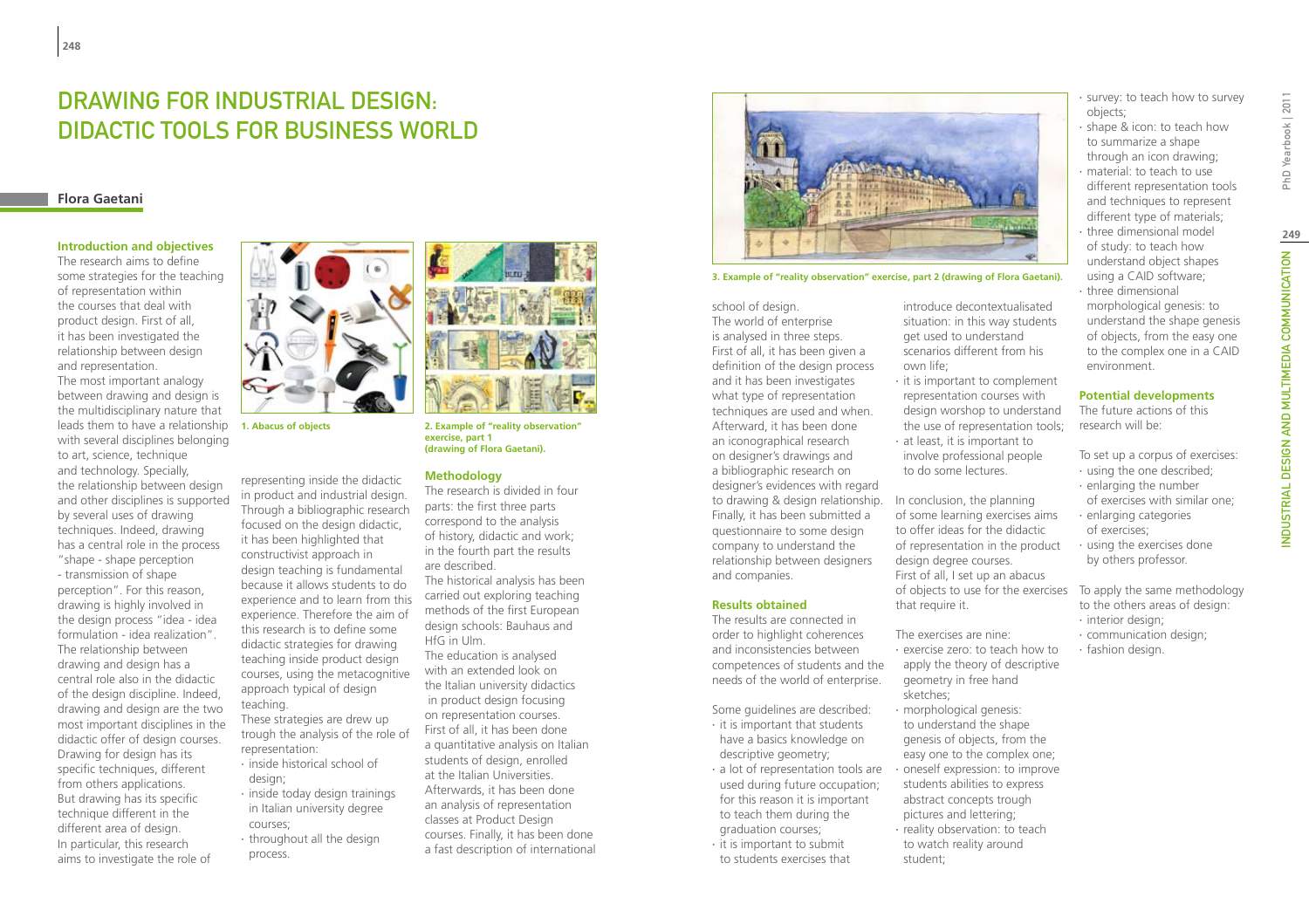# DRAWING FOR INDUSTRIAL DESIGN: DIDACTIC TOOLS FOR BUSINESS WORLD

**Flora Gaetani**

### Introduction and objectives

The research aims to define some strategies for the teaching of representation within the courses that deal with product design. First of all, it has been investigated the relationship between design and representation.

The most important analogy between drawing and design is the multidisciplinary nature that leads them to have a relationship with several disciplines belonging to art, science, technique and technology. Specially, the relationship between design and other disciplines is supported by several uses of drawing techniques. Indeed, drawing has a central role in the process "shape - shape perception - transmission of shape perception". For this reason, drawing is highly involved in the design process "idea - idea formulation - idea realization". The relationship between drawing and design has a central role also in the didactic of the design discipline. Indeed, drawing and design are the two most important disciplines in the didactic offer of design courses. Drawing for design has its specific techniques, different from others applications. But drawing has its specific technique different in the different area of design. In particular, this research aims to investigate the role of representing inside the didactic in product and industrial design. Through a bibliographic research focused on the design didactic, it has been highlighted that constructivist approach in design teaching is fundamental because it allows students to do experience and to learn from this experience. Therefore the aim of this research is to define some didactic strategies for drawing teaching inside product design courses, using the metacognitive approach typical of design teaching.

These strategies are drew up trough the analysis of the role of representation:

- inside historical school of design;
- inside today design trainings in Italian university degree courses;
- throughout all the design process.

1. Abacus of objects

2. Example of "reality observation" exercise, part 1 (drawing of Flora Gaetani).

### Methodology

The research is divided in four parts: the first three parts correspond to the analysis of history, didactic and work; in the fourth part the results are described.

The historical analysis has been carried out exploring teaching methods of the first European design schools: Bauhaus and HfG in Ulm.

The education is analysed with an extended look on the Italian university didactics in product design focusing on representation courses. First of all, it has been done a quantitative analysis on Italian students of design, enrolled at the Italian Universities. Afterwards, it has been done an analysis of representation classes at Product Design courses. Finally, it has been done a fast description of international school of design.

The world of enterprise is analysed in three steps. First of all, it has been given a definition of the design process and it has been investigates what type of representation techniques are used and when. Afterward, it has been done an iconographical research on designer's drawings and a bibliographic research on designer's evidences with regard to drawing & design relationship. Finally, it has been submitted a questionnaire to some design company to understand the relationship between designers and companies.

3. Example of "reality observation" exercise, part 2 (drawing of Flora Gaetani).

### Results obtained

The results are connected in order to highlight coherences and inconsistencies between competences of students and the needs of the world of enterprise.

Some guidelines are described:

- it is important that students have a basics knowledge on descriptive geometry;
- a lot of representation tools are used during future occupation; for this reason it is important to teach them during the graduation courses;
- it is important to submit to students exercises that introduce decontextualisated situation: in this way students get used to understand scenarios different from his own life;
- it is important to complement representation courses with design worshop to understand the use of representation tools;
- at least, it is important to involve professional people to do some lectures.

In conclusion, the planning of some learning exercises aims to offer ideas for the didactic of representation in the product design degree courses.

First of all, I set up an abacus of objects to use for the exercises that require it.

The exercises are nine:

- exercise zero: to teach how to apply the theory of descriptive geometry in free hand sketches;
- morphological genesis: to understand the shape genesis of objects, from the easy one to the complex one;
- oneself expression: to improve students abilities to express abstract concepts trough pictures and lettering;
- reality observation: to teach to watch reality around student;
- survey: to teach how to survey objects;
- shape & icon: to teach how to summarize a shape through an icon drawing;
- material: to teach to use different representation tools and techniques to represent different type of materials;
- three dimensional model of study: to teach how understand object shapes using a CAID software;
- three dimensional morphological genesis: to understand the shape genesis of objects, from the easy one to the complex one in a CAID environment.

### Potential developments

The future actions of this research will be:

To set up a corpus of exercises:

- using the one described;
- enlarging the number of exercises with similar one;
- enlarging categories of exercises;
- using the exercises done by others professor.

To apply the same methodology to the others areas of design:

- interior design;
- communication design;
- fashion design.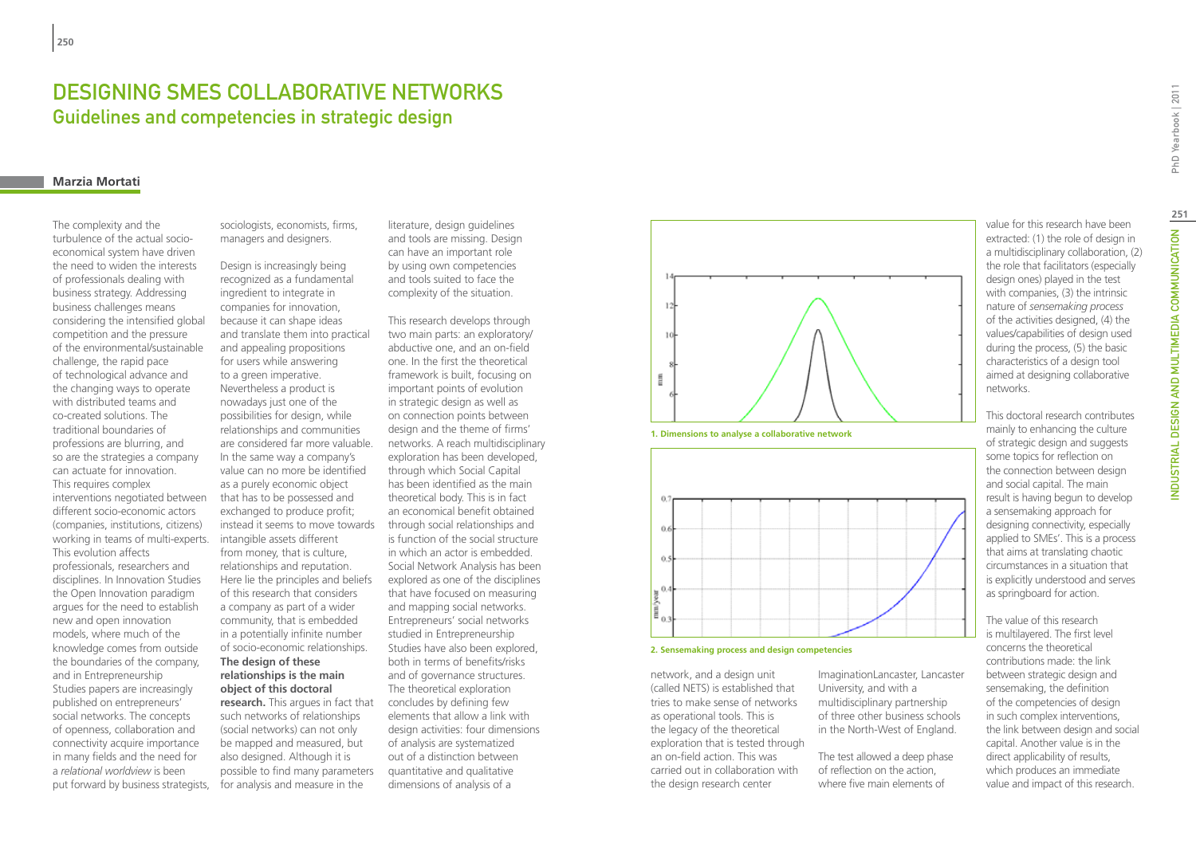# DESIGNING SMES COLLABORATIVE NETWORKS
## Guidelines and competencies in strategic design

**Marzia Mortati**

The complexity and the turbulence of the actual socio-economical system have driven the need to widen the interests of professionals dealing with business strategy. Addressing business challenges means considering the intensified global competition and the pressure of the environmental/sustainable challenge, the rapid pace of technological advance and the changing ways to operate with distributed teams and co-created solutions. The traditional boundaries of professions are blurring, and so are the strategies a company can actuate for innovation. This requires complex interventions negotiated between different socio-economic actors (companies, institutions, citizens) working in teams of multi-experts. This evolution affects professionals, researchers and disciplines. In Innovation Studies the Open Innovation paradigm argues for the need to establish new and open innovation models, where much of the knowledge comes from outside the boundaries of the company, and in Entrepreneurship Studies papers are increasingly published on entrepreneurs' social networks. The concepts of openness, collaboration and connectivity acquire importance in many fields and the need for a *relational worldview* is been put forward by business strategists, sociologists, economists, firms, managers and designers.

Design is increasingly being recognized as a fundamental ingredient to integrate in companies for innovation, because it can shape ideas and translate them into practical and appealing propositions for users while answering to a green imperative. Nevertheless a product is nowadays just one of the possibilities for design, while relationships and communities are considered far more valuable. In the same way a company's value can no more be identified as a purely economic object that has to be possessed and exchanged to produce profit; instead it seems to move towards intangible assets different from money, that is culture, relationships and reputation. Here lie the principles and beliefs of this research that considers a company as part of a wider community, that is embedded in a potentially infinite number of socio-economic relationships. **The design of these relationships is the main object of this doctoral research.** This argues in fact that such networks of relationships (social networks) can not only be mapped and measured, but also designed. Although it is possible to find many parameters for analysis and measure in the literature, design guidelines and tools are missing. Design can have an important role by using own competencies and tools suited to face the complexity of the situation.

This research develops through two main parts: an exploratory/abductive one, and an on-field one. In the first the theoretical framework is built, focusing on important points of evolution in strategic design as well as on connection points between design and the theme of firms' networks. A reach multidisciplinary exploration has been developed, through which Social Capital has been identified as the main theoretical body. This is in fact an economical benefit obtained through social relationships and is function of the social structure in which an actor is embedded. Social Network Analysis has been explored as one of the disciplines that have focused on measuring and mapping social networks. Entrepreneurs' social networks studied in Entrepreneurship Studies have also been explored, both in terms of benefits/risks and of governance structures. The theoretical exploration concludes by defining few elements that allow a link with design activities: four dimensions of analysis are systematized out of a distinction between quantitative and qualitative dimensions of analysis of a network, and a design unit (called NETS) is established that tries to make sense of networks as operational tools. This is the legacy of the theoretical exploration that is tested through an on-field action. This was carried out in collaboration with the design research center ImaginationLancaster, Lancaster University, and with a multidisciplinary partnership of three other business schools in the North-West of England.

**1. Dimensions to analyse a collaborative network**

**2. Sensemaking process and design competencies**

The test allowed a deep phase of reflection on the action, where five main elements of value for this research have been extracted: (1) the role of design in a multidisciplinary collaboration, (2) the role that facilitators (especially design ones) played in the test with companies, (3) the intrinsic nature of *sensemaking process* of the activities designed, (4) the values/capabilities of design used during the process, (5) the basic characteristics of a design tool aimed at designing collaborative networks.

This doctoral research contributes mainly to enhancing the culture of strategic design and suggests some topics for reflection on the connection between design and social capital. The main result is having begun to develop a sensemaking approach for designing connectivity, especially applied to SMEs'. This is a process that aims at translating chaotic circumstances in a situation that is explicitly understood and serves as springboard for action.

The value of this research is multilayered. The first level concerns the theoretical contributions made: the link between strategic design and sensemaking, the definition of the competencies of design in such complex interventions, the link between design and social capital. Another value is in the direct applicability of results, which produces an immediate value and impact of this research.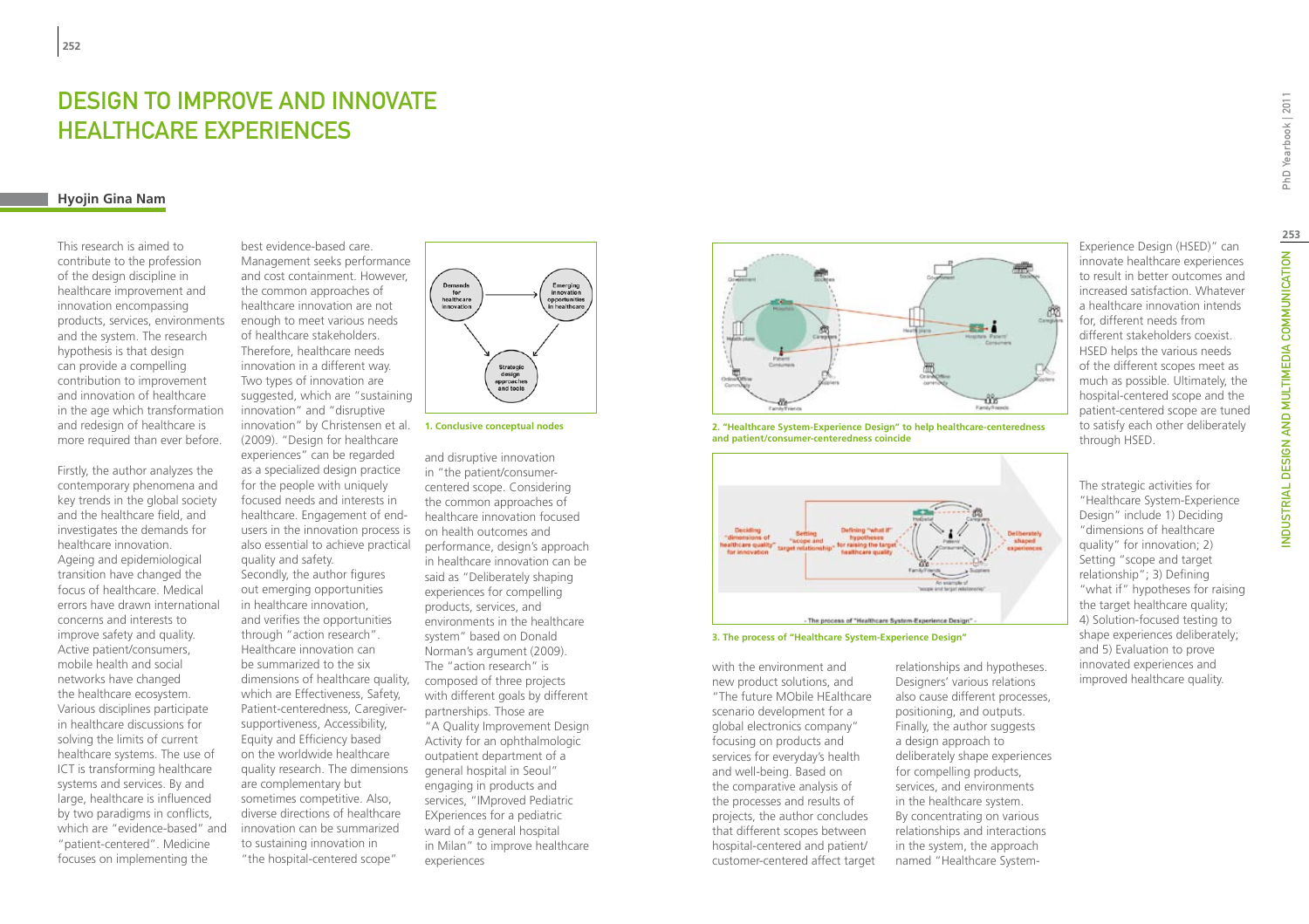# DESIGN TO IMPROVE AND INNOVATE HEALTHCARE EXPERIENCES

**Hyojin Gina Nam**

This research is aimed to contribute to the profession of the design discipline in healthcare improvement and innovation encompassing products, services, environments and the system. The research hypothesis is that design can provide a compelling contribution to improvement and innovation of healthcare in the age which transformation and redesign of healthcare is more required than ever before.

Firstly, the author analyzes the contemporary phenomena and key trends in the global society and the healthcare field, and investigates the demands for healthcare innovation. Ageing and epidemiological transition have changed the focus of healthcare. Medical errors have drawn international concerns and interests to improve safety and quality. Active patient/consumers, mobile health and social networks have changed the healthcare ecosystem. Various disciplines participate in healthcare discussions for solving the limits of current healthcare systems. The use of ICT is transforming healthcare systems and services. By and large, healthcare is influenced by two paradigms in conflicts, which are "evidence-based" and "patient-centered". Medicine focuses on implementing the best evidence-based care. Management seeks performance and cost containment. However, the common approaches of healthcare innovation are not enough to meet various needs of healthcare stakeholders. Therefore, healthcare needs innovation in a different way. Two types of innovation are suggested, which are "sustaining innovation" and "disruptive innovation" by Christensen et al. (2009). "Design for healthcare experiences" can be regarded as a specialized design practice for the people with uniquely focused needs and interests in healthcare. Engagement of end-users in the innovation process is also essential to achieve practical quality and safety.
Secondly, the author figures out emerging opportunities in healthcare innovation, and verifies the opportunities through "action research". Healthcare innovation can be summarized to the six dimensions of healthcare quality, which are Effectiveness, Safety, Patient-centeredness, Caregiver-supportiveness, Accessibility, Equity and Efficiency based on the worldwide healthcare quality research. The dimensions are complementary but sometimes competitive. Also, diverse directions of healthcare innovation can be summarized to sustaining innovation in "the hospital-centered scope" and disruptive innovation in "the patient/consumer-centered scope". Considering the common approaches of healthcare innovation focused on health outcomes and performance, design's approach in healthcare innovation can be said as "Deliberately shaping experiences for compelling products, services, and environments in the healthcare system" based on Donald Norman's argument (2009). The "action research" is composed of three projects with different goals by different partnerships. Those are "A Quality Improvement Design Activity for an ophthalmologic outpatient department of a general hospital in Seoul" engaging in products and services, "IMproved Pediatric EXperiences for a pediatric ward of a general hospital in Milan" to improve healthcare experiences with the environment and new product solutions, and "The future MObile HEalthcare scenario development for a global electronics company" focusing on products and services for everyday's health and well-being. Based on the comparative analysis of the processes and results of projects, the author concludes that different scopes between hospital-centered and patient/customer-centered affect target relationships and hypotheses. Designers' various relations also cause different processes, positioning, and outputs.
Finally, the author suggests a design approach to deliberately shape experiences for compelling products, services, and environments in the healthcare system. By concentrating on various relationships and interactions in the system, the approach named "Healthcare System-Experience Design (HSED)" can innovate healthcare experiences to result in better outcomes and increased satisfaction. Whatever a healthcare innovation intends for, different needs from different stakeholders coexist. HSED helps the various needs of the different scopes meet as much as possible. Ultimately, the hospital-centered scope and the patient-centered scope are tuned to satisfy each other deliberately through HSED.

The strategic activities for "Healthcare System-Experience Design" include 1) Deciding "dimensions of healthcare quality" for innovation; 2) Setting "scope and target relationship"; 3) Defining "what if" hypotheses for raising the target healthcare quality; 4) Solution-focused testing to shape experiences deliberately; and 5) Evaluation to prove innovated experiences and improved healthcare quality.

**1. Conclusive conceptual nodes**

**2. "Healthcare System-Experience Design" to help healthcare-centeredness and patient/consumer-centeredness coincide**

**3. The process of "Healthcare System-Experience Design"**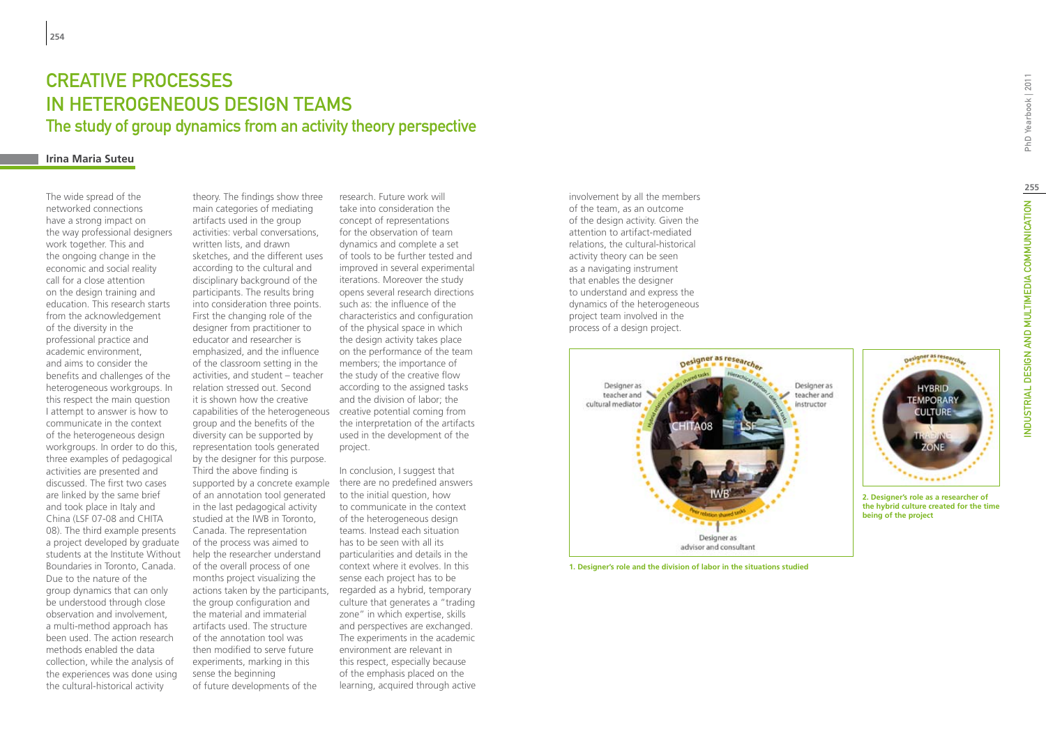# CREATIVE PROCESSES IN HETEROGENEOUS DESIGN TEAMS

## The study of group dynamics from an activity theory perspective

**Irina Maria Suteu**

The wide spread of the networked connections have a strong impact on the way professional designers work together. This and the ongoing change in the economic and social reality call for a close attention on the design training and education. This research starts from the acknowledgement of the diversity in the professional practice and academic environment, and aims to consider the benefits and challenges of the heterogeneous workgroups. In this respect the main question I attempt to answer is how to communicate in the context of the heterogeneous design workgroups. In order to do this, three examples of pedagogical activities are presented and discussed. The first two cases are linked by the same brief and took place in Italy and China (LSF 07-08 and CHITA 08). The third example presents a project developed by graduate students at the Institute Without Boundaries in Toronto, Canada. Due to the nature of the group dynamics that can only be understood through close observation and involvement, a multi-method approach has been used. The action research methods enabled the data collection, while the analysis of the experiences was done using the cultural-historical activity theory. The findings show three main categories of mediating artifacts used in the group activities: verbal conversations, written lists, and drawn sketches, and the different uses according to the cultural and disciplinary background of the participants. The results bring into consideration three points. First the changing role of the designer from practitioner to educator and researcher is emphasized, and the influence of the classroom setting in the activities, and student – teacher relation stressed out. Second it is shown how the creative capabilities of the heterogeneous group and the benefits of the diversity can be supported by representation tools generated by the designer for this purpose. Third the above finding is supported by a concrete example of an annotation tool generated in the last pedagogical activity studied at the IWB in Toronto, Canada. The representation of the process was aimed to help the researcher understand of the overall process of one months project visualizing the actions taken by the participants, the group configuration and the material and immaterial artifacts used. The structure of the annotation tool was then modified to serve future experiments, marking in this sense the beginning of future developments of the research. Future work will take into consideration the concept of representations for the observation of team dynamics and complete a set of tools to be further tested and improved in several experimental iterations. Moreover the study opens several research directions such as: the influence of the characteristics and configuration of the physical space in which the design activity takes place on the performance of the team members; the importance of the study of the creative flow according to the assigned tasks and the division of labor; the creative potential coming from the interpretation of the artifacts used in the development of the project.

In conclusion, I suggest that there are no predefined answers to the initial question, how to communicate in the context of the heterogeneous design teams. Instead each situation has to be seen with all its particularities and details in the context where it evolves. In this sense each project has to be regarded as a hybrid, temporary culture that generates a "trading zone" in which expertise, skills and perspectives are exchanged. The experiments in the academic environment are relevant in this respect, especially because of the emphasis placed on the learning, acquired through active involvement by all the members of the team, as an outcome of the design activity. Given the attention to artifact-mediated relations, the cultural-historical activity theory can be seen as a navigating instrument that enables the designer to understand and express the dynamics of the heterogeneous project team involved in the process of a design project.

1. Designer's role and the division of labor in the situations studied

2. Designer's role as a researcher of the hybrid culture created for the time being of the project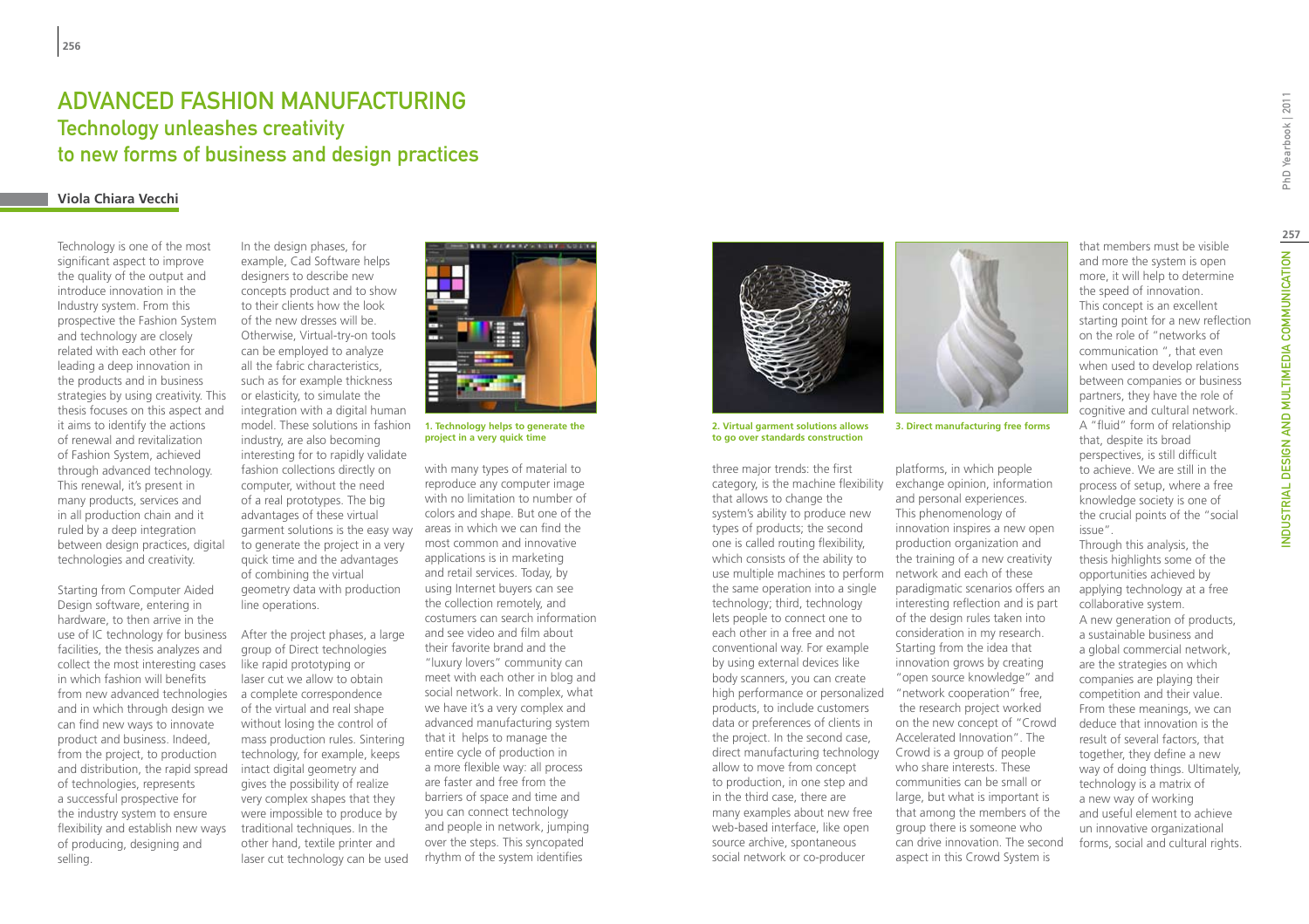# ADVANCED FASHION MANUFACTURING

## Technology unleashes creativity to new forms of business and design practices

**Viola Chiara Vecchi**

Technology is one of the most significant aspect to improve the quality of the output and introduce innovation in the Industry system. From this prospective the Fashion System and technology are closely related with each other for leading a deep innovation in the products and in business strategies by using creativity. This thesis focuses on this aspect and it aims to identify the actions of renewal and revitalization of Fashion System, achieved through advanced technology. This renewal, it's present in many products, services and in all production chain and it ruled by a deep integration between design practices, digital technologies and creativity.

Starting from Computer Aided Design software, entering in hardware, to then arrive in the use of IC technology for business facilities, the thesis analyzes and collect the most interesting cases in which fashion will benefits from new advanced technologies and in which through design we can find new ways to innovate product and business. Indeed, from the project, to production and distribution, the rapid spread of technologies, represents a successful prospective for the industry system to ensure flexibility and establish new ways of producing, designing and selling.

In the design phases, for example, Cad Software helps designers to describe new concepts product and to show to their clients how the look of the new dresses will be. Otherwise, Virtual-try-on tools can be employed to analyze all the fabric characteristics, such as for example thickness or elasticity, to simulate the integration with a digital human model. These solutions in fashion industry, are also becoming interesting for to rapidly validate fashion collections directly on computer, without the need of a real prototypes. The big advantages of these virtual garment solutions is the easy way to generate the project in a very quick time and the advantages of combining the virtual geometry data with production line operations.

After the project phases, a large group of Direct technologies like rapid prototyping or laser cut we allow to obtain a complete correspondence of the virtual and real shape without losing the control of mass production rules. Sintering technology, for example, keeps intact digital geometry and gives the possibility of realize very complex shapes that they were impossible to produce by traditional techniques. In the other hand, textile printer and laser cut technology can be used with many types of material to reproduce any computer image with no limitation to number of colors and shape. But one of the areas in which we can find the most common and innovative applications is in marketing and retail services. Today, by using Internet buyers can see the collection remotely, and costumers can search information and see video and film about their favorite brand and the "luxury lovers" community can meet with each other in blog and social network. In complex, what we have it's a very complex and advanced manufacturing system that it helps to manage the entire cycle of production in a more flexible way: all process are faster and free from the barriers of space and time and you can connect technology and people in network, jumping over the steps. This syncopated rhythm of the system identifies three major trends: the first category, is the machine flexibility that allows to change the system's ability to produce new types of products; the second one is called routing flexibility, which consists of the ability to use multiple machines to perform the same operation into a single technology; third, technology lets people to connect one to each other in a free and not conventional way. For example by using external devices like body scanners, you can create high performance or personalized products, to include customers data or preferences of clients in the project. In the second case, direct manufacturing technology allow to move from concept to production, in one step and in the third case, there are many examples about new free web-based interface, like open source archive, spontaneous social network or co-producer platforms, in which people exchange opinion, information and personal experiences. This phenomenology of innovation inspires a new open production organization and the training of a new creativity network and each of these paradigmatic scenarios offers an interesting reflection and is part of the design rules taken into consideration in my research. Starting from the idea that innovation grows by creating "open source knowledge" and "network cooperation" free, the research project worked on the new concept of "Crowd Accelerated Innovation". The Crowd is a group of people who share interests. These communities can be small or large, but what is important is that among the members of the group there is someone who can drive innovation. The second aspect in this Crowd System is that members must be visible and more the system is open more, it will help to determine the speed of innovation. This concept is an excellent starting point for a new reflection on the role of "networks of communication ", that even when used to develop relations between companies or business partners, they have the role of cognitive and cultural network. A "fluid" form of relationship that, despite its broad perspectives, is still difficult to achieve. We are still in the process of setup, where a free knowledge society is one of the crucial points of the "social issue".

Through this analysis, the thesis highlights some of the opportunities achieved by applying technology at a free collaborative system.

A new generation of products, a sustainable business and a global commercial network, are the strategies on which companies are playing their competition and their value. From these meanings, we can deduce that innovation is the result of several factors, that together, they define a new way of doing things. Ultimately, technology is a matrix of a new way of working and useful element to achieve un innovative organizational forms, social and cultural rights.

**1. Technology helps to generate the project in a very quick time**

**2. Virtual garment solutions allows to go over standards construction**

**3. Direct manufacturing free forms**